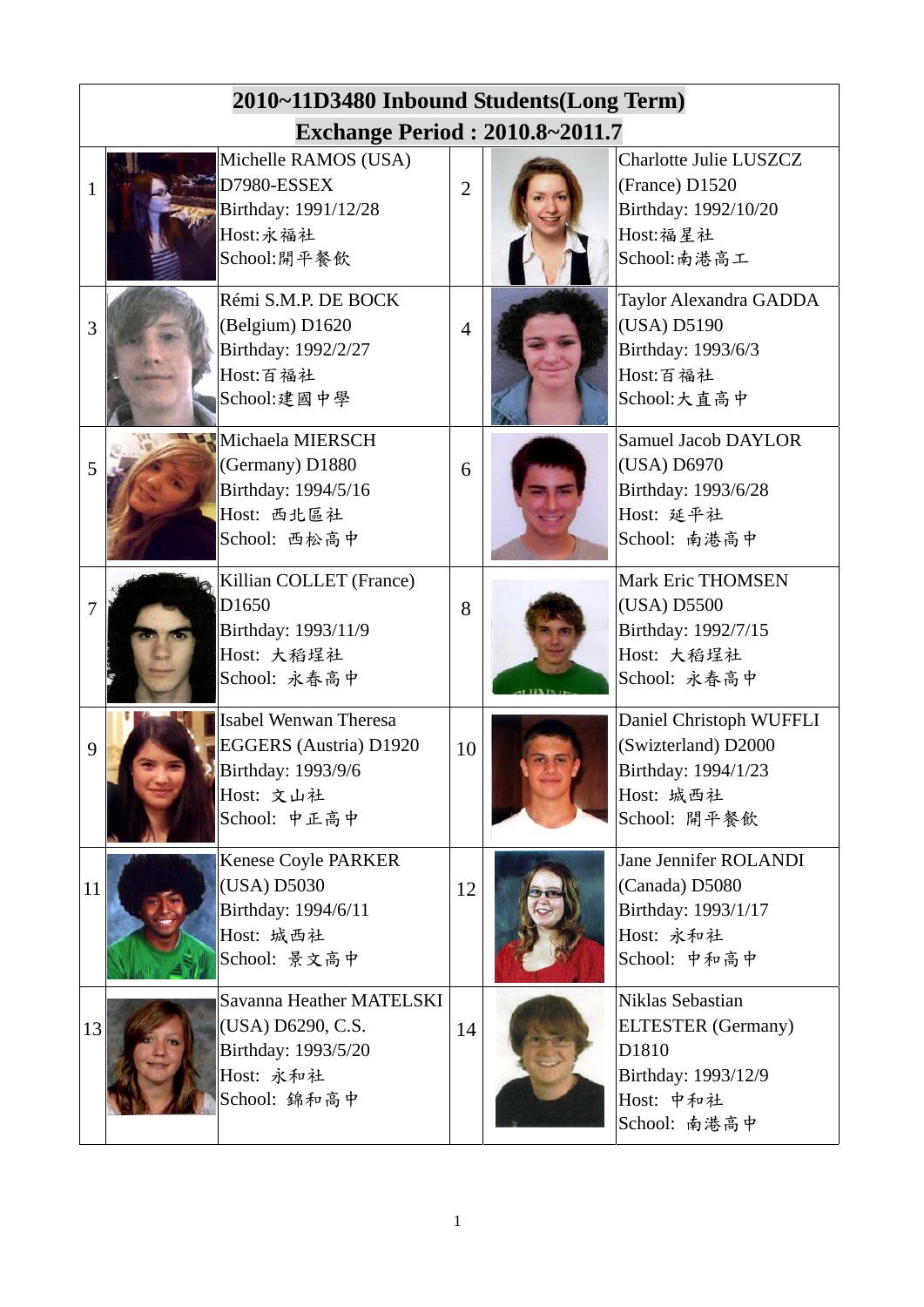| 2010~11D3480 Inbound Students(Long Term) Exchange Period : 2010.8~2011.7 | | | | | |
|---|---|---|---|---|---|
| 1 | | Michelle RAMOS (USA) D7980-ESSEX Birthday: 1991/12/28 Host:永福社 School:開平餐飲 | 2 | | Charlotte Julie LUSZCZ (France) D1520 Birthday: 1992/10/20 Host:福星社 School:南港高工 |
| 3 | | Rémi S.M.P. DE BOCK (Belgium) D1620 Birthday: 1992/2/27 Host:百福社 School:建國中學 | 4 | | Taylor Alexandra GADDA (USA) D5190 Birthday: 1993/6/3 Host:百福社 School:大直高中 |
| 5 | | Michaela MIERSCH (Germany) D1880 Birthday: 1994/5/16 Host: 西北區社 School: 西松高中 | 6 | | Samuel Jacob DAYLOR (USA) D6970 Birthday: 1993/6/28 Host: 延平社 School: 南港高中 |
| 7 | | Killian COLLET (France) D1650 Birthday: 1993/11/9 Host: 大稻埕社 School: 永春高中 | 8 | | Mark Eric THOMSEN (USA) D5500 Birthday: 1992/7/15 Host: 大稻埕社 School: 永春高中 |
| 9 | | Isabel Wenwan Theresa EGGERS (Austria) D1920 Birthday: 1993/9/6 Host: 文山社 School: 中正高中 | 10 | | Daniel Christoph WUFFLI (Swizterland) D2000 Birthday: 1994/1/23 Host: 城西社 School: 開平餐飲 |
| 11 | | Kenese Coyle PARKER (USA) D5030 Birthday: 1994/6/11 Host: 城西社 School: 景文高中 | 12 | | Jane Jennifer ROLANDI (Canada) D5080 Birthday: 1993/1/17 Host: 永和社 School: 中和高中 |
| 13 | | Savanna Heather MATELSKI (USA) D6290, C.S. Birthday: 1993/5/20 Host: 永和社 School: 錦和高中 | 14 | | Niklas Sebastian ELTESTER (Germany) D1810 Birthday: 1993/12/9 Host: 中和社 School: 南港高中 |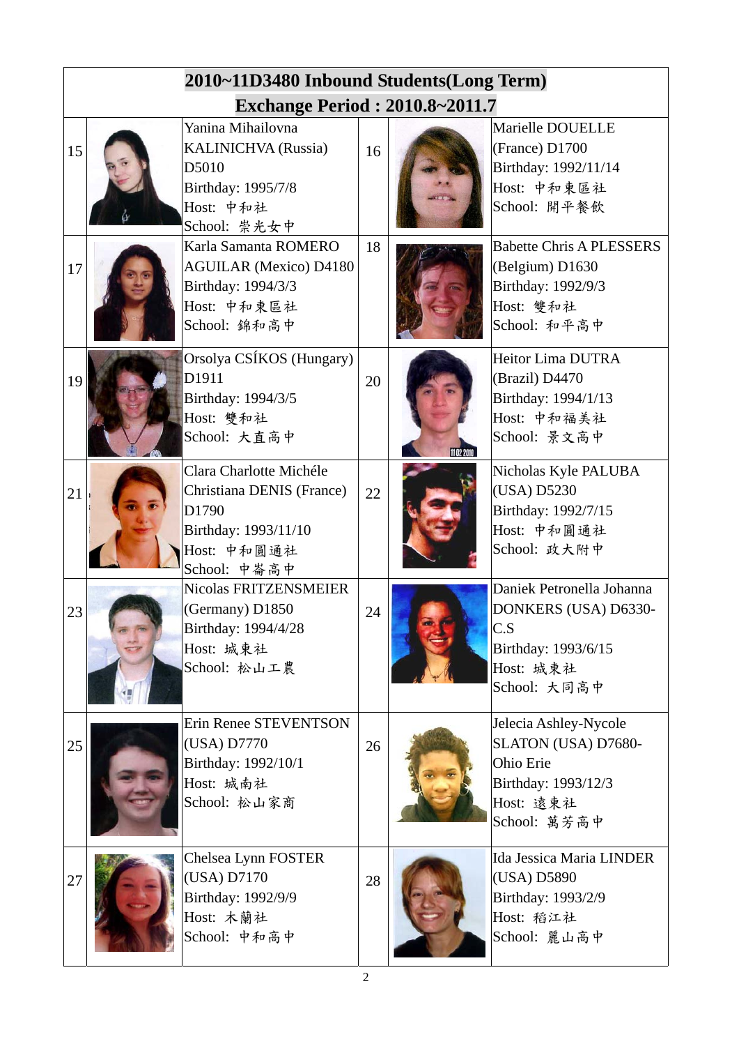| 2010~11D3480 Inbound Students(Long Term) Exchange Period : 2010.8~2011.7 | | | | | |
|---|---|---|---|---|---|
| 15 | | Yanina Mihailovna KALINICHVA (Russia) D5010<br>Birthday: 1995/7/8<br>Host: 中和社<br>School: 崇光女中 | 16 | | Marielle DOUELLE (France) D1700<br>Birthday: 1992/11/14<br>Host: 中和東區社<br>School: 開平餐飲 |
| 17 | | Karla Samanta ROMERO AGUILAR (Mexico) D4180<br>Birthday: 1994/3/3<br>Host: 中和東區社<br>School: 錦和高中 | 18 | | Babette Chris A PLESSERS (Belgium) D1630<br>Birthday: 1992/9/3<br>Host: 雙和社<br>School: 和平高中 |
| 19 | | Orsolya CSÍKOS (Hungary) D1911<br>Birthday: 1994/3/5<br>Host: 雙和社<br>School: 大直高中 | 20 | | Heitor Lima DUTRA (Brazil) D4470<br>Birthday: 1994/1/13<br>Host: 中和福美社<br>School: 景文高中 |
| 21 | | Clara Charlotte Michéle Christiana DENIS (France) D1790<br>Birthday: 1993/11/10<br>Host: 中和圓通社<br>School: 中崙高中 | 22 | | Nicholas Kyle PALUBA (USA) D5230<br>Birthday: 1992/7/15<br>Host: 中和圓通社<br>School: 政大附中 |
| 23 | | Nicolas FRITZENSMEIER (Germany) D1850<br>Birthday: 1994/4/28<br>Host: 城東社<br>School: 松山工農 | 24 | | Daniek Petronella Johanna DONKERS (USA) D6330-C.S<br>Birthday: 1993/6/15<br>Host: 城東社<br>School: 大同高中 |
| 25 | | Erin Renee STEVENTSON (USA) D7770<br>Birthday: 1992/10/1<br>Host: 城南社<br>School: 松山家商 | 26 | | Jelecia Ashley-Nycole SLATON (USA) D7680-Ohio Erie<br>Birthday: 1993/12/3<br>Host: 遠東社<br>School: 萬芳高中 |
| 27 | | Chelsea Lynn FOSTER (USA) D7170<br>Birthday: 1992/9/9<br>Host: 木蘭社<br>School: 中和高中 | 28 | | Ida Jessica Maria LINDER (USA) D5890<br>Birthday: 1993/2/9<br>Host: 稻江社<br>School: 麗山高中 |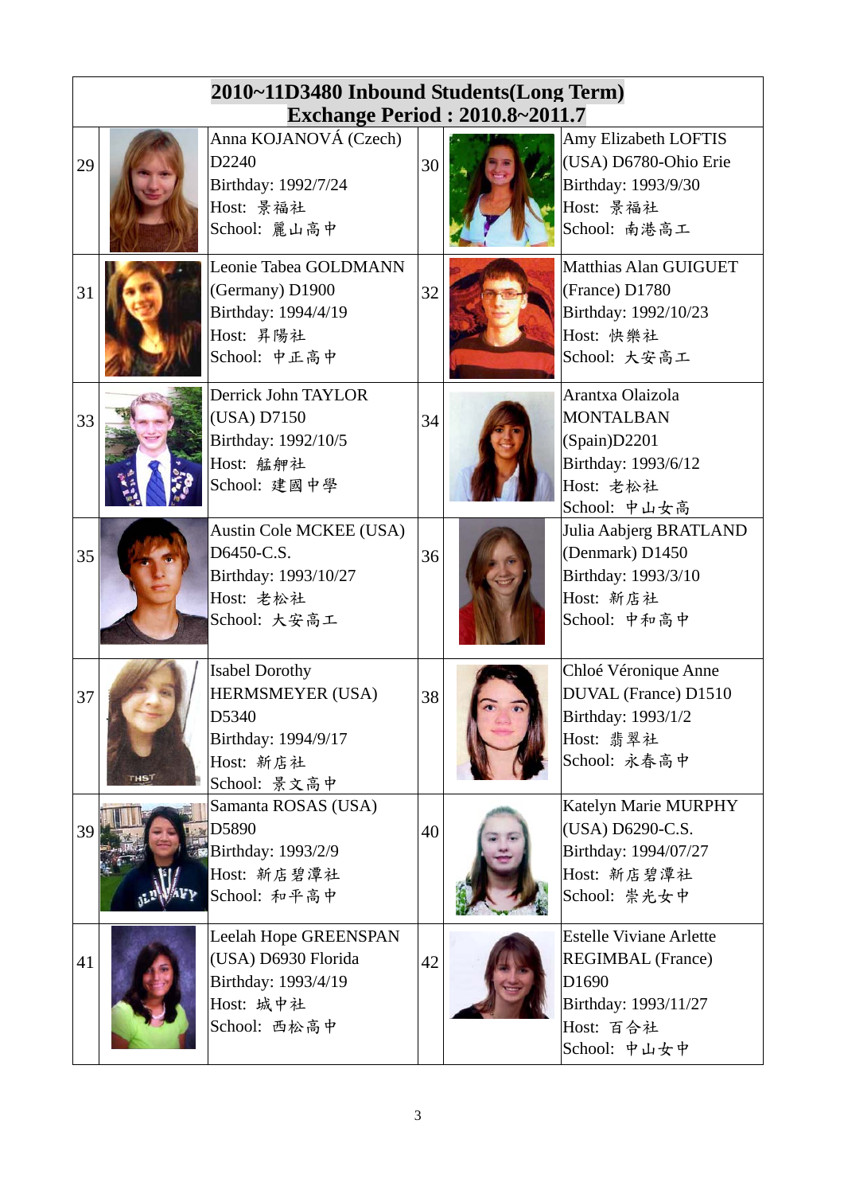**2010~11D3480 Inbound Students(Long Term)**
**Exchange Period : 2010.8~2011.7**

| No. | Photo | Info | No. | Photo | Info |
|---|---|---|---|---|---|
| 29 | | Anna KOJANOVÁ (Czech) D2240<br>Birthday: 1992/7/24<br>Host: 景福社<br>School: 麗山高中 | 30 | | Amy Elizabeth LOFTIS (USA) D6780-Ohio Erie<br>Birthday: 1993/9/30<br>Host: 景福社<br>School: 南港高工 |
| 31 | | Leonie Tabea GOLDMANN (Germany) D1900<br>Birthday: 1994/4/19<br>Host: 昇陽社<br>School: 中正高中 | 32 | | Matthias Alan GUIGUET (France) D1780<br>Birthday: 1992/10/23<br>Host: 快樂社<br>School: 大安高工 |
| 33 | | Derrick John TAYLOR (USA) D7150<br>Birthday: 1992/10/5<br>Host: 艋舺社<br>School: 建國中學 | 34 | | Arantxa Olaizola MONTALBAN (Spain)D2201<br>Birthday: 1993/6/12<br>Host: 老松社<br>School: 中山女高 |
| 35 | | Austin Cole MCKEE (USA) D6450-C.S.<br>Birthday: 1993/10/27<br>Host: 老松社<br>School: 大安高工 | 36 | | Julia Aabjerg BRATLAND (Denmark) D1450<br>Birthday: 1993/3/10<br>Host: 新店社<br>School: 中和高中 |
| 37 | | Isabel Dorothy HERMSMEYER (USA) D5340<br>Birthday: 1994/9/17<br>Host: 新店社<br>School: 景文高中 | 38 | | Chloé Véronique Anne DUVAL (France) D1510<br>Birthday: 1993/1/2<br>Host: 翡翠社<br>School: 永春高中 |
| 39 | | Samanta ROSAS (USA) D5890<br>Birthday: 1993/2/9<br>Host: 新店碧潭社<br>School: 和平高中 | 40 | | Katelyn Marie MURPHY (USA) D6290-C.S.<br>Birthday: 1994/07/27<br>Host: 新店碧潭社<br>School: 崇光女中 |
| 41 | | Leelah Hope GREENSPAN (USA) D6930 Florida<br>Birthday: 1993/4/19<br>Host: 城中社<br>School: 西松高中 | 42 | | Estelle Viviane Arlette REGIMBAL (France) D1690<br>Birthday: 1993/11/27<br>Host: 百合社<br>School: 中山女中 |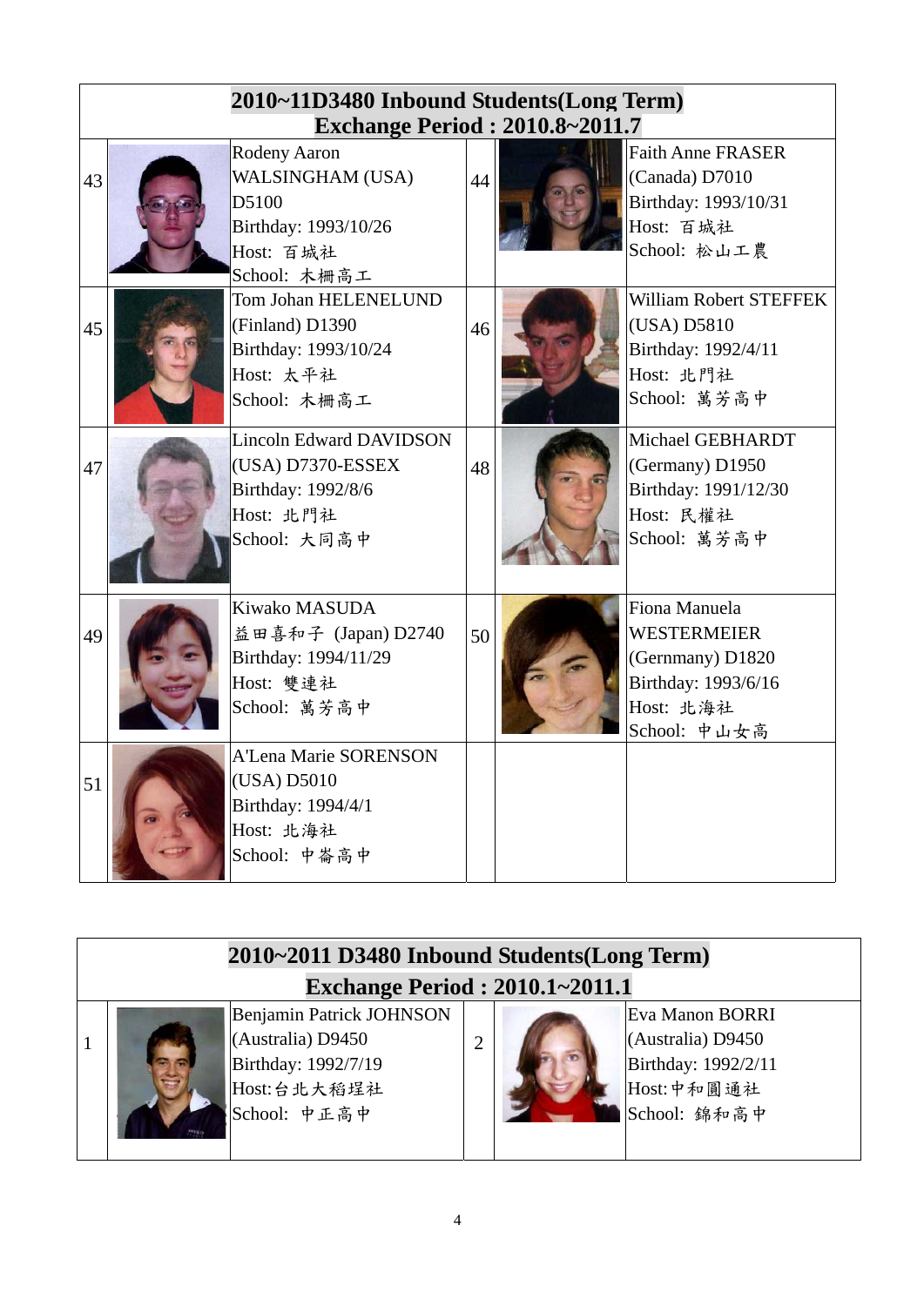| 2010~11D3480 Inbound Students(Long Term) Exchange Period : 2010.8~2011.7 | | | | | |
|---|---|---|---|---|---|
| 43 | | Rodeny Aaron WALSINGHAM (USA) D5100<br>Birthday: 1993/10/26<br>Host: 百城社<br>School: 木柵高工 | 44 | | Faith Anne FRASER (Canada) D7010<br>Birthday: 1993/10/31<br>Host: 百城社<br>School: 松山工農 |
| 45 | | Tom Johan HELENELUND (Finland) D1390<br>Birthday: 1993/10/24<br>Host: 太平社<br>School: 木柵高工 | 46 | | William Robert STEFFEK (USA) D5810<br>Birthday: 1992/4/11<br>Host: 北門社<br>School: 萬芳高中 |
| 47 | | Lincoln Edward DAVIDSON (USA) D7370-ESSEX<br>Birthday: 1992/8/6<br>Host: 北門社<br>School: 大同高中 | 48 | | Michael GEBHARDT (Germany) D1950<br>Birthday: 1991/12/30<br>Host: 民權社<br>School: 萬芳高中 |
| 49 | | Kiwako MASUDA 益田喜和子 (Japan) D2740<br>Birthday: 1994/11/29<br>Host: 雙連社<br>School: 萬芳高中 | 50 | | Fiona Manuela WESTERMEIER (Gernmany) D1820<br>Birthday: 1993/6/16<br>Host: 北海社<br>School: 中山女高 |
| 51 | | A'Lena Marie SORENSON (USA) D5010<br>Birthday: 1994/4/1<br>Host: 北海社<br>School: 中崙高中 | | | |

| 2010~2011 D3480 Inbound Students(Long Term) Exchange Period : 2010.1~2011.1 | | | | | |
|---|---|---|---|---|---|
| 1 | | Benjamin Patrick JOHNSON (Australia) D9450<br>Birthday: 1992/7/19<br>Host:台北大稻埕社<br>School: 中正高中 | 2 | | Eva Manon BORRI (Australia) D9450<br>Birthday: 1992/2/11<br>Host:中和圓通社<br>School: 錦和高中 |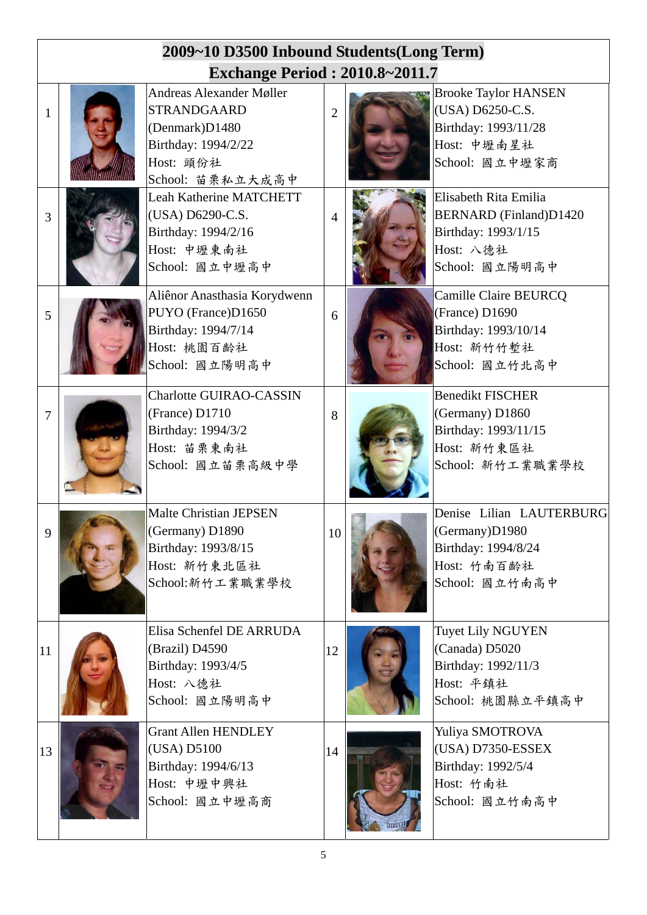## 2009~10 D3500 Inbound Students(Long Term)

## Exchange Period : 2010.8~2011.7

| No. | Photo | Student | No. | Photo | Student |
|---|---|---|---|---|---|
| 1 | | Andreas Alexander Møller STRANDGAARD (Denmark)D1480<br>Birthday: 1994/2/22<br>Host: 頭份社<br>School: 苗栗私立大成高中 | 2 | | Brooke Taylor HANSEN (USA) D6250-C.S.<br>Birthday: 1993/11/28<br>Host: 中壢南星社<br>School: 國立中壢家商 |
| 3 | | Leah Katherine MATCHETT (USA) D6290-C.S.<br>Birthday: 1994/2/16<br>Host: 中壢東南社<br>School: 國立中壢高中 | 4 | | Elisabeth Rita Emilia BERNARD (Finland)D1420<br>Birthday: 1993/1/15<br>Host: 八德社<br>School: 國立陽明高中 |
| 5 | | Aliênor Anasthasia Korydwenn PUYO (France)D1650<br>Birthday: 1994/7/14<br>Host: 桃園百齡社<br>School: 國立陽明高中 | 6 | | Camille Claire BEURCQ (France) D1690<br>Birthday: 1993/10/14<br>Host: 新竹竹塹社<br>School: 國立竹北高中 |
| 7 | | Charlotte GUIRAO-CASSIN (France) D1710<br>Birthday: 1994/3/2<br>Host: 苗栗東南社<br>School: 國立苗栗高級中學 | 8 | | Benedikt FISCHER (Germany) D1860<br>Birthday: 1993/11/15<br>Host: 新竹東區社<br>School: 新竹工業職業學校 |
| 9 | | Malte Christian JEPSEN (Germany) D1890<br>Birthday: 1993/8/15<br>Host: 新竹東北區社<br>School:新竹工業職業學校 | 10 | | Denise Lilian LAUTERBURG (Germany)D1980<br>Birthday: 1994/8/24<br>Host: 竹南百齡社<br>School: 國立竹南高中 |
| 11 | | Elisa Schenfel DE ARRUDA (Brazil) D4590<br>Birthday: 1993/4/5<br>Host: 八德社<br>School: 國立陽明高中 | 12 | | Tuyet Lily NGUYEN (Canada) D5020<br>Birthday: 1992/11/3<br>Host: 平鎮社<br>School: 桃園縣立平鎮高中 |
| 13 | | Grant Allen HENDLEY (USA) D5100<br>Birthday: 1994/6/13<br>Host: 中壢中興社<br>School: 國立中壢高商 | 14 | | Yuliya SMOTROVA (USA) D7350-ESSEX<br>Birthday: 1992/5/4<br>Host: 竹南社<br>School: 國立竹南高中 |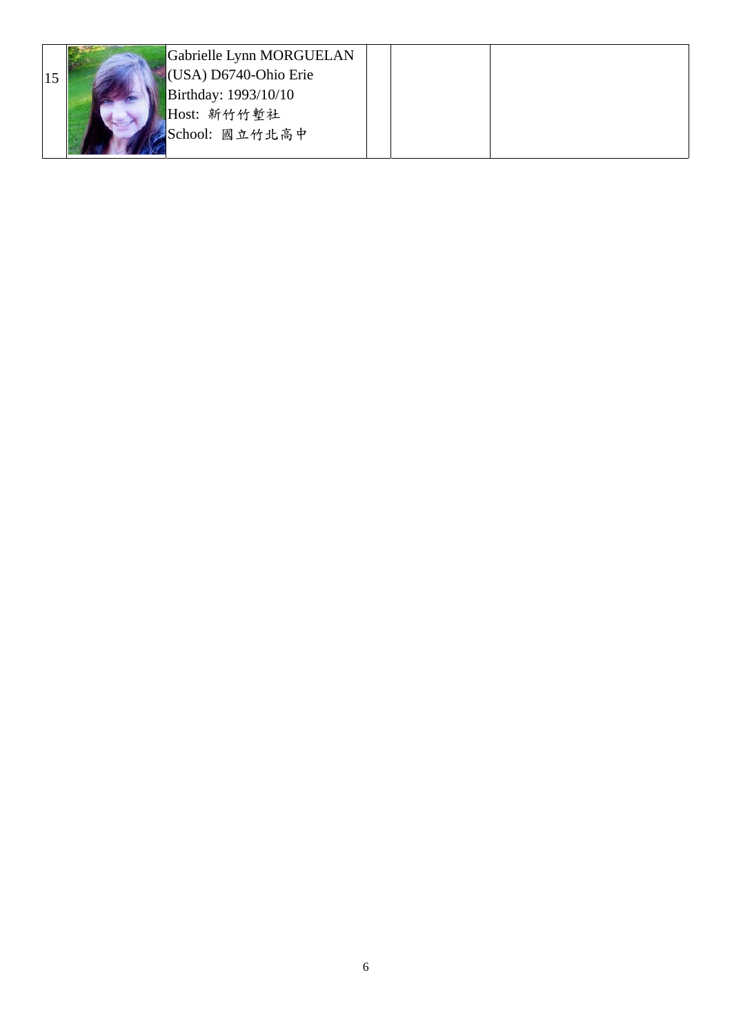| | | | | | |
|---|---|---|---|---|---|
| 15 | | Gabrielle Lynn MORGUELAN<br>(USA) D6740-Ohio Erie<br>Birthday: 1993/10/10<br>Host: 新竹竹塹社<br>School: 國立竹北高中 | | | |